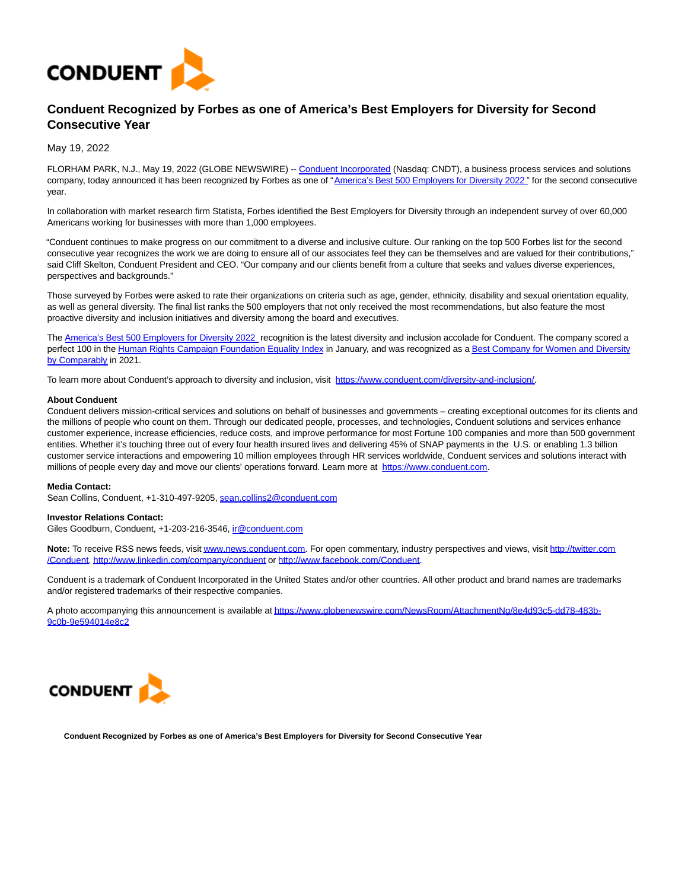# Conduent Recognized by Forbes as one of America's Best Employers for Diversity for Second Consecutive Year

May 19, 2022

FLORHAM PARK, N.J., May 19, 2022 (GLOBE NEWSWIRE) -- Conduent Incorporated (Nasdaq: CNDT), a business process services and solutions company, today announced it has been recognized by Forbes as one of "America's Best 500 Employers for Diversity 2022" for the second consecutive year.

In collaboration with market research firm Statista, Forbes identified the Best Employers for Diversity through an independent survey of over 60,000 Americans working for businesses with more than 1,000 employees.

"Conduent continues to make progress on our commitment to a diverse and inclusive culture. Our ranking on the top 500 Forbes list for the second consecutive year recognizes the work we are doing to ensure all of our associates feel they can be themselves and are valued for their contributions," said Cliff Skelton, Conduent President and CEO. "Our company and our clients benefit from a culture that seeks and values diverse experiences, perspectives and backgrounds."

Those surveyed by Forbes were asked to rate their organizations on criteria such as age, gender, ethnicity, disability and sexual orientation equality, as well as general diversity. The final list ranks the 500 employers that not only received the most recommendations, but also feature the most proactive diversity and inclusion initiatives and diversity among the board and executives.

The America's Best 500 Employers for Diversity 2022 recognition is the latest diversity and inclusion accolade for Conduent. The company scored a perfect 100 in the Human Rights Campaign Foundation Equality Index in January, and was recognized as a Best Company for Women and Diversity by Comparably in 2021.

To learn more about Conduent's approach to diversity and inclusion, visit https://www.conduent.com/diversity-and-inclusion/.

**About Conduent**
Conduent delivers mission-critical services and solutions on behalf of businesses and governments – creating exceptional outcomes for its clients and the millions of people who count on them. Through our dedicated people, processes, and technologies, Conduent solutions and services enhance customer experience, increase efficiencies, reduce costs, and improve performance for most Fortune 100 companies and more than 500 government entities. Whether it's touching three out of every four health insured lives and delivering 45% of SNAP payments in the U.S. or enabling 1.3 billion customer service interactions and empowering 10 million employees through HR services worldwide, Conduent services and solutions interact with millions of people every day and move our clients' operations forward. Learn more at https://www.conduent.com.

**Media Contact:**
Sean Collins, Conduent, +1-310-497-9205, sean.collins2@conduent.com

**Investor Relations Contact:**
Giles Goodburn, Conduent, +1-203-216-3546, ir@conduent.com

**Note:** To receive RSS news feeds, visit www.news.conduent.com. For open commentary, industry perspectives and views, visit http://twitter.com/Conduent, http://www.linkedin.com/company/conduent or http://www.facebook.com/Conduent.

Conduent is a trademark of Conduent Incorporated in the United States and/or other countries. All other product and brand names are trademarks and/or registered trademarks of their respective companies.

A photo accompanying this announcement is available at https://www.globenewswire.com/NewsRoom/AttachmentNg/8e4d93c5-dd78-483b-9c0b-9e594014e8c2

**Conduent Recognized by Forbes as one of America's Best Employers for Diversity for Second Consecutive Year**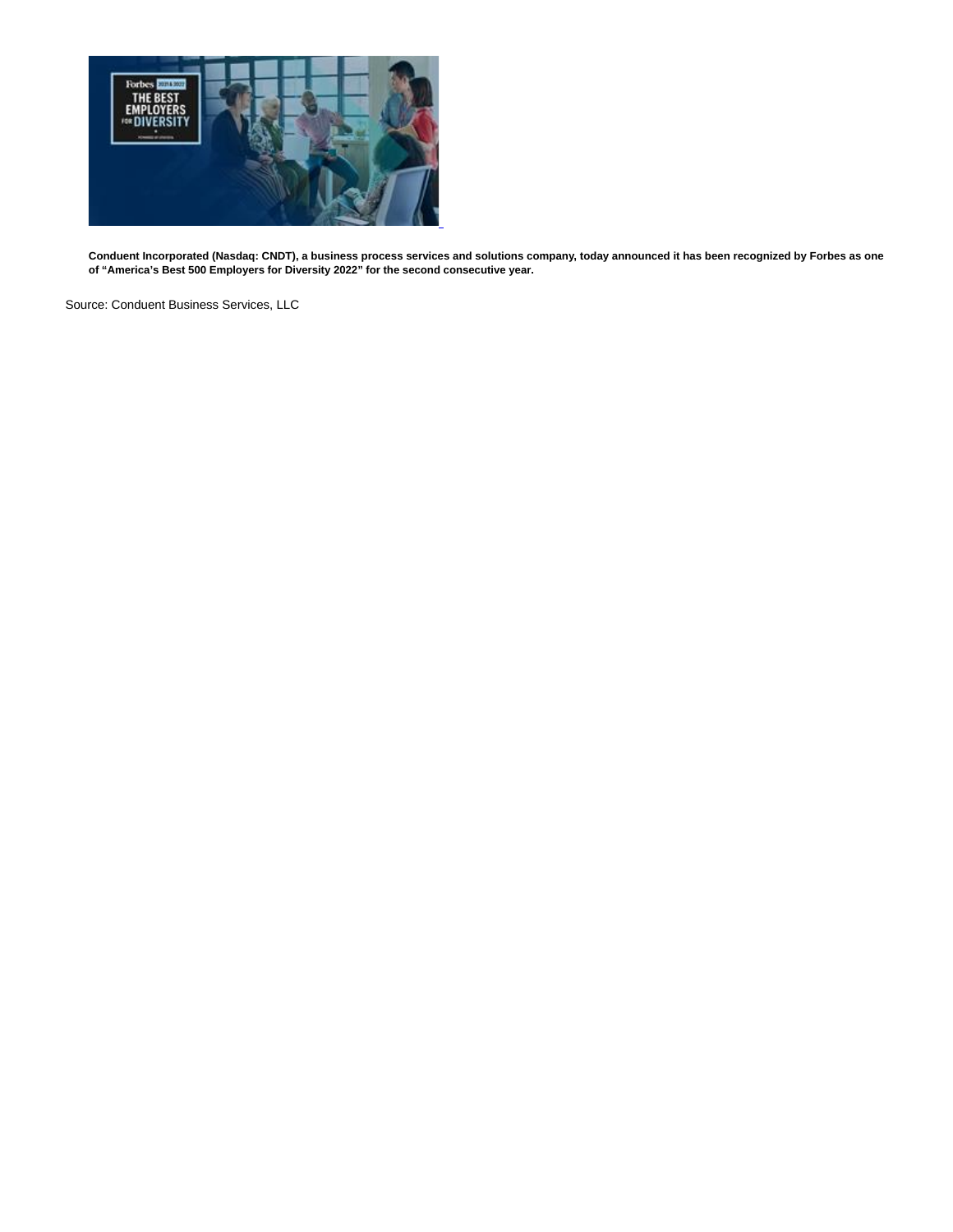**Conduent Incorporated (Nasdaq: CNDT), a business process services and solutions company, today announced it has been recognized by Forbes as one of "America's Best 500 Employers for Diversity 2022" for the second consecutive year.**

Source: Conduent Business Services, LLC